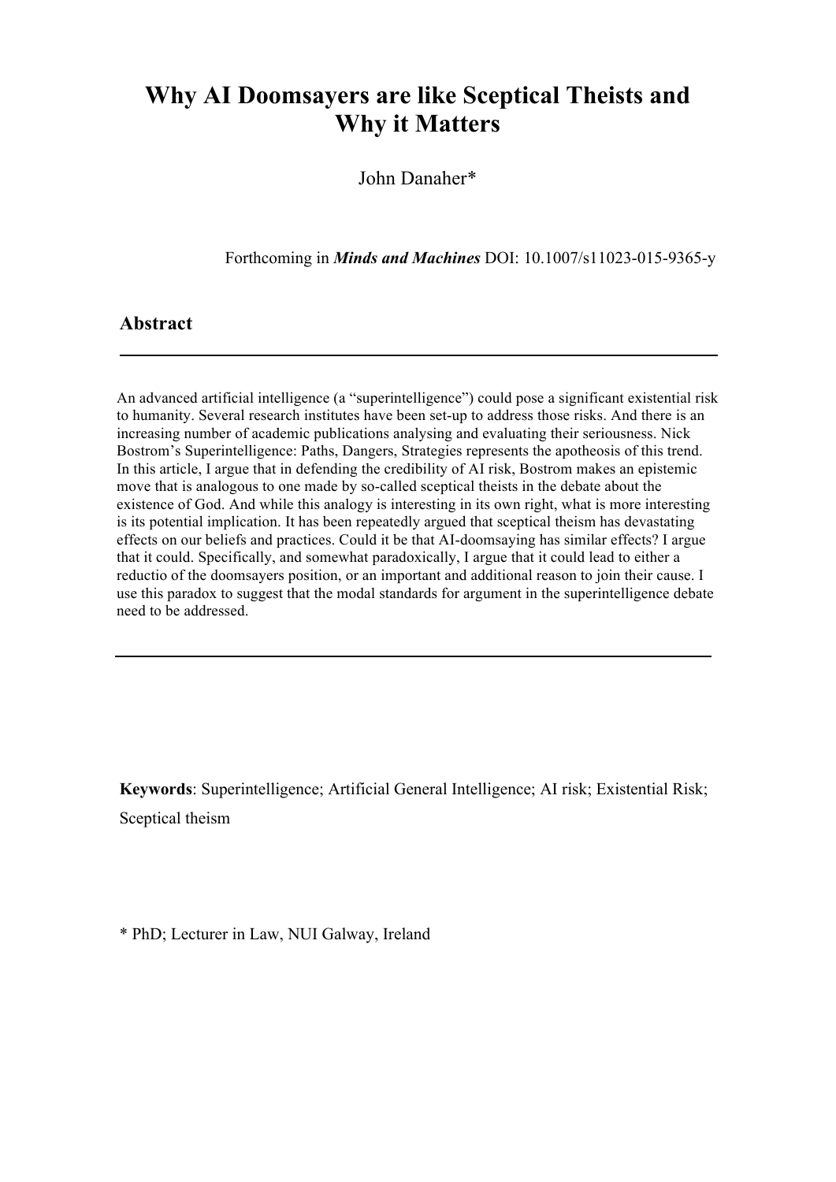# Why AI Doomsayers are like Sceptical Theists and Why it Matters

John Danaher*

Forthcoming in ***Minds and Machines*** DOI: 10.1007/s11023-015-9365-y

## Abstract

---

An advanced artificial intelligence (a "superintelligence") could pose a significant existential risk to humanity. Several research institutes have been set-up to address those risks. And there is an increasing number of academic publications analysing and evaluating their seriousness. Nick Bostrom's Superintelligence: Paths, Dangers, Strategies represents the apotheosis of this trend. In this article, I argue that in defending the credibility of AI risk, Bostrom makes an epistemic move that is analogous to one made by so-called sceptical theists in the debate about the existence of God. And while this analogy is interesting in its own right, what is more interesting is its potential implication. It has been repeatedly argued that sceptical theism has devastating effects on our beliefs and practices. Could it be that AI-doomsaying has similar effects? I argue that it could. Specifically, and somewhat paradoxically, I argue that it could lead to either a reductio of the doomsayers position, or an important and additional reason to join their cause. I use this paradox to suggest that the modal standards for argument in the superintelligence debate need to be addressed.

---

**Keywords**: Superintelligence; Artificial General Intelligence; AI risk; Existential Risk; Sceptical theism

\* PhD; Lecturer in Law, NUI Galway, Ireland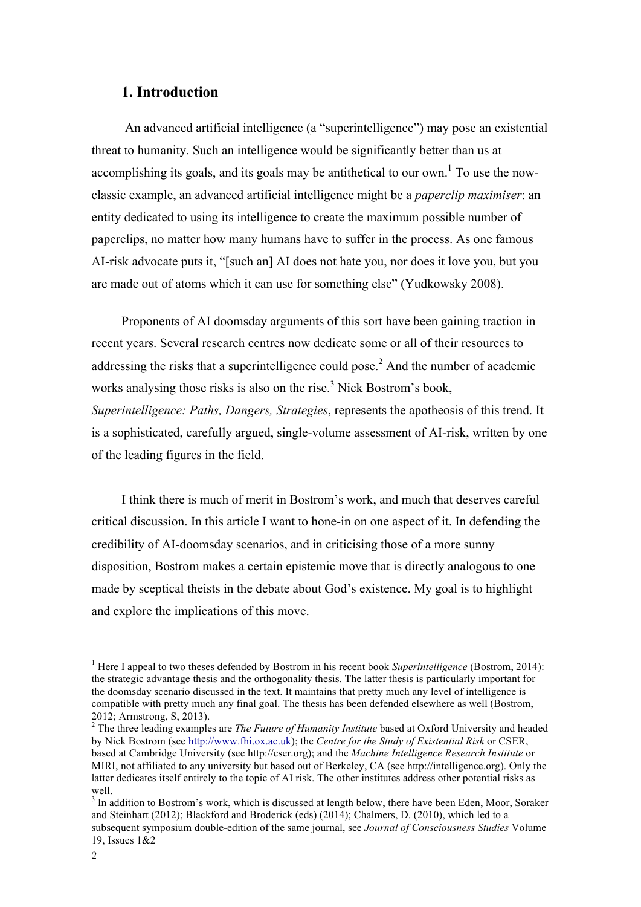## 1. Introduction

An advanced artificial intelligence (a "superintelligence") may pose an existential threat to humanity. Such an intelligence would be significantly better than us at accomplishing its goals, and its goals may be antithetical to our own.[1] To use the now-classic example, an advanced artificial intelligence might be a *paperclip maximiser*: an entity dedicated to using its intelligence to create the maximum possible number of paperclips, no matter how many humans have to suffer in the process. As one famous AI-risk advocate puts it, "[such an] AI does not hate you, nor does it love you, but you are made out of atoms which it can use for something else" (Yudkowsky 2008).

Proponents of AI doomsday arguments of this sort have been gaining traction in recent years. Several research centres now dedicate some or all of their resources to addressing the risks that a superintelligence could pose.[2] And the number of academic works analysing those risks is also on the rise.[3] Nick Bostrom's book, *Superintelligence: Paths, Dangers, Strategies*, represents the apotheosis of this trend. It is a sophisticated, carefully argued, single-volume assessment of AI-risk, written by one of the leading figures in the field.

I think there is much of merit in Bostrom's work, and much that deserves careful critical discussion. In this article I want to hone-in on one aspect of it. In defending the credibility of AI-doomsday scenarios, and in criticising those of a more sunny disposition, Bostrom makes a certain epistemic move that is directly analogous to one made by sceptical theists in the debate about God's existence. My goal is to highlight and explore the implications of this move.

---

[1] Here I appeal to two theses defended by Bostrom in his recent book *Superintelligence* (Bostrom, 2014): the strategic advantage thesis and the orthogonality thesis. The latter thesis is particularly important for the doomsday scenario discussed in the text. It maintains that pretty much any level of intelligence is compatible with pretty much any final goal. The thesis has been defended elsewhere as well (Bostrom, 2012; Armstrong, S, 2013).

[2] The three leading examples are *The Future of Humanity Institute* based at Oxford University and headed by Nick Bostrom (see http://www.fhi.ox.ac.uk); the *Centre for the Study of Existential Risk* or CSER, based at Cambridge University (see http://cser.org); and the *Machine Intelligence Research Institute* or MIRI, not affiliated to any university but based out of Berkeley, CA (see http://intelligence.org). Only the latter dedicates itself entirely to the topic of AI risk. The other institutes address other potential risks as well.

[3] In addition to Bostrom's work, which is discussed at length below, there have been Eden, Moor, Soraker and Steinhart (2012); Blackford and Broderick (eds) (2014); Chalmers, D. (2010), which led to a subsequent symposium double-edition of the same journal, see *Journal of Consciousness Studies* Volume 19, Issues 1&2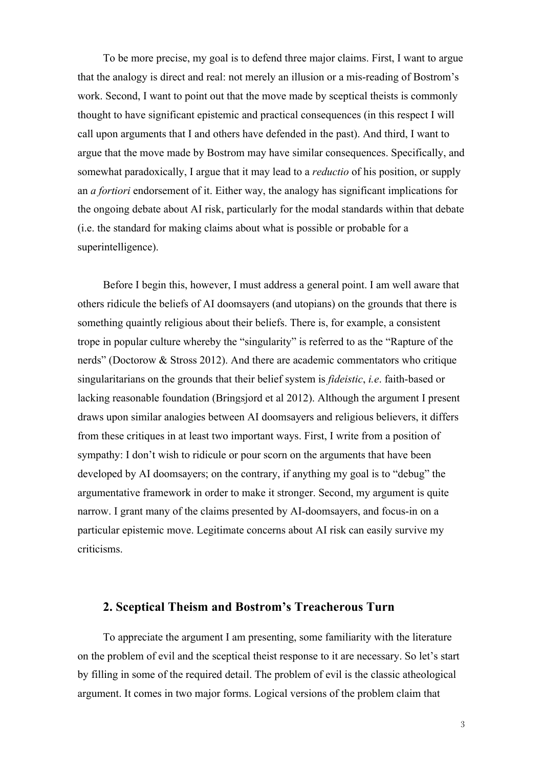To be more precise, my goal is to defend three major claims. First, I want to argue that the analogy is direct and real: not merely an illusion or a mis-reading of Bostrom's work. Second, I want to point out that the move made by sceptical theists is commonly thought to have significant epistemic and practical consequences (in this respect I will call upon arguments that I and others have defended in the past). And third, I want to argue that the move made by Bostrom may have similar consequences. Specifically, and somewhat paradoxically, I argue that it may lead to a *reductio* of his position, or supply an *a fortiori* endorsement of it. Either way, the analogy has significant implications for the ongoing debate about AI risk, particularly for the modal standards within that debate (i.e. the standard for making claims about what is possible or probable for a superintelligence).

Before I begin this, however, I must address a general point. I am well aware that others ridicule the beliefs of AI doomsayers (and utopians) on the grounds that there is something quaintly religious about their beliefs. There is, for example, a consistent trope in popular culture whereby the "singularity" is referred to as the "Rapture of the nerds" (Doctorow & Stross 2012). And there are academic commentators who critique singularitarians on the grounds that their belief system is *fideistic*, *i.e*. faith-based or lacking reasonable foundation (Bringsjord et al 2012). Although the argument I present draws upon similar analogies between AI doomsayers and religious believers, it differs from these critiques in at least two important ways. First, I write from a position of sympathy: I don't wish to ridicule or pour scorn on the arguments that have been developed by AI doomsayers; on the contrary, if anything my goal is to "debug" the argumentative framework in order to make it stronger. Second, my argument is quite narrow. I grant many of the claims presented by AI-doomsayers, and focus-in on a particular epistemic move. Legitimate concerns about AI risk can easily survive my criticisms.

## 2. Sceptical Theism and Bostrom's Treacherous Turn

To appreciate the argument I am presenting, some familiarity with the literature on the problem of evil and the sceptical theist response to it are necessary. So let's start by filling in some of the required detail. The problem of evil is the classic atheological argument. It comes in two major forms. Logical versions of the problem claim that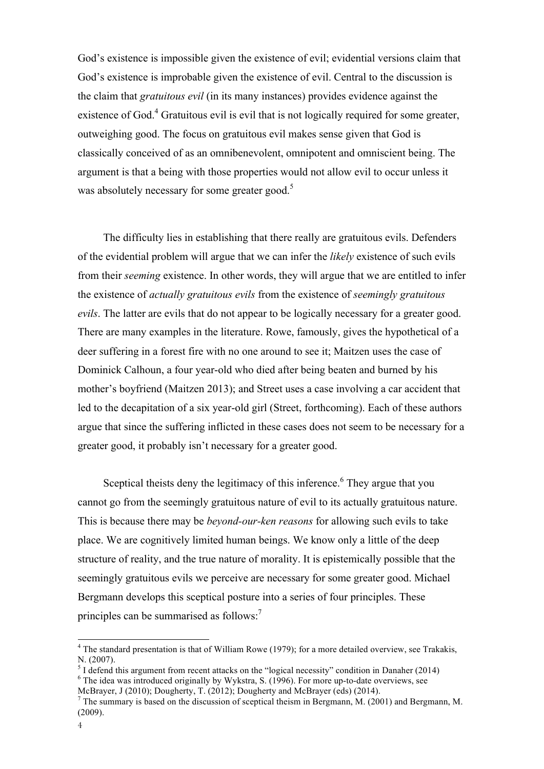God's existence is impossible given the existence of evil; evidential versions claim that God's existence is improbable given the existence of evil. Central to the discussion is the claim that *gratuitous evil* (in its many instances) provides evidence against the existence of God.[4] Gratuitous evil is evil that is not logically required for some greater, outweighing good. The focus on gratuitous evil makes sense given that God is classically conceived of as an omnibenevolent, omnipotent and omniscient being. The argument is that a being with those properties would not allow evil to occur unless it was absolutely necessary for some greater good.[5]

The difficulty lies in establishing that there really are gratuitous evils. Defenders of the evidential problem will argue that we can infer the *likely* existence of such evils from their *seeming* existence. In other words, they will argue that we are entitled to infer the existence of *actually gratuitous evils* from the existence of *seemingly gratuitous evils*. The latter are evils that do not appear to be logically necessary for a greater good. There are many examples in the literature. Rowe, famously, gives the hypothetical of a deer suffering in a forest fire with no one around to see it; Maitzen uses the case of Dominick Calhoun, a four year-old who died after being beaten and burned by his mother's boyfriend (Maitzen 2013); and Street uses a case involving a car accident that led to the decapitation of a six year-old girl (Street, forthcoming). Each of these authors argue that since the suffering inflicted in these cases does not seem to be necessary for a greater good, it probably isn't necessary for a greater good.

Sceptical theists deny the legitimacy of this inference.[6] They argue that you cannot go from the seemingly gratuitous nature of evil to its actually gratuitous nature. This is because there may be *beyond-our-ken reasons* for allowing such evils to take place. We are cognitively limited human beings. We know only a little of the deep structure of reality, and the true nature of morality. It is epistemically possible that the seemingly gratuitous evils we perceive are necessary for some greater good. Michael Bergmann develops this sceptical posture into a series of four principles. These principles can be summarised as follows:[7]

---

[4] The standard presentation is that of William Rowe (1979); for a more detailed overview, see Trakakis, N. (2007).

[5] I defend this argument from recent attacks on the "logical necessity" condition in Danaher (2014)

[6] The idea was introduced originally by Wykstra, S. (1996). For more up-to-date overviews, see McBrayer, J (2010); Dougherty, T. (2012); Dougherty and McBrayer (eds) (2014).

[7] The summary is based on the discussion of sceptical theism in Bergmann, M. (2001) and Bergmann, M. (2009).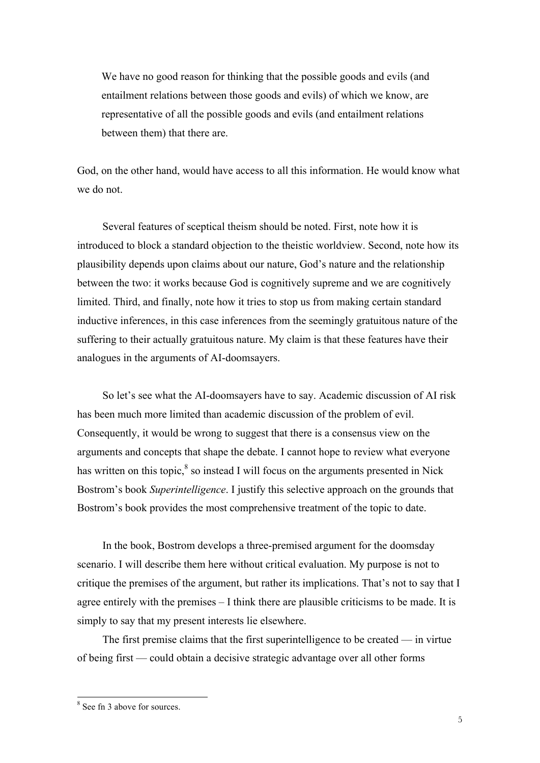> We have no good reason for thinking that the possible goods and evils (and entailment relations between those goods and evils) of which we know, are representative of all the possible goods and evils (and entailment relations between them) that there are.

God, on the other hand, would have access to all this information. He would know what we do not.

Several features of sceptical theism should be noted. First, note how it is introduced to block a standard objection to the theistic worldview. Second, note how its plausibility depends upon claims about our nature, God's nature and the relationship between the two: it works because God is cognitively supreme and we are cognitively limited. Third, and finally, note how it tries to stop us from making certain standard inductive inferences, in this case inferences from the seemingly gratuitous nature of the suffering to their actually gratuitous nature. My claim is that these features have their analogues in the arguments of AI-doomsayers.

So let's see what the AI-doomsayers have to say. Academic discussion of AI risk has been much more limited than academic discussion of the problem of evil. Consequently, it would be wrong to suggest that there is a consensus view on the arguments and concepts that shape the debate. I cannot hope to review what everyone has written on this topic,[8] so instead I will focus on the arguments presented in Nick Bostrom's book *Superintelligence*. I justify this selective approach on the grounds that Bostrom's book provides the most comprehensive treatment of the topic to date.

In the book, Bostrom develops a three-premised argument for the doomsday scenario. I will describe them here without critical evaluation. My purpose is not to critique the premises of the argument, but rather its implications. That's not to say that I agree entirely with the premises – I think there are plausible criticisms to be made. It is simply to say that my present interests lie elsewhere.

The first premise claims that the first superintelligence to be created — in virtue of being first — could obtain a decisive strategic advantage over all other forms

[8] See fn 3 above for sources.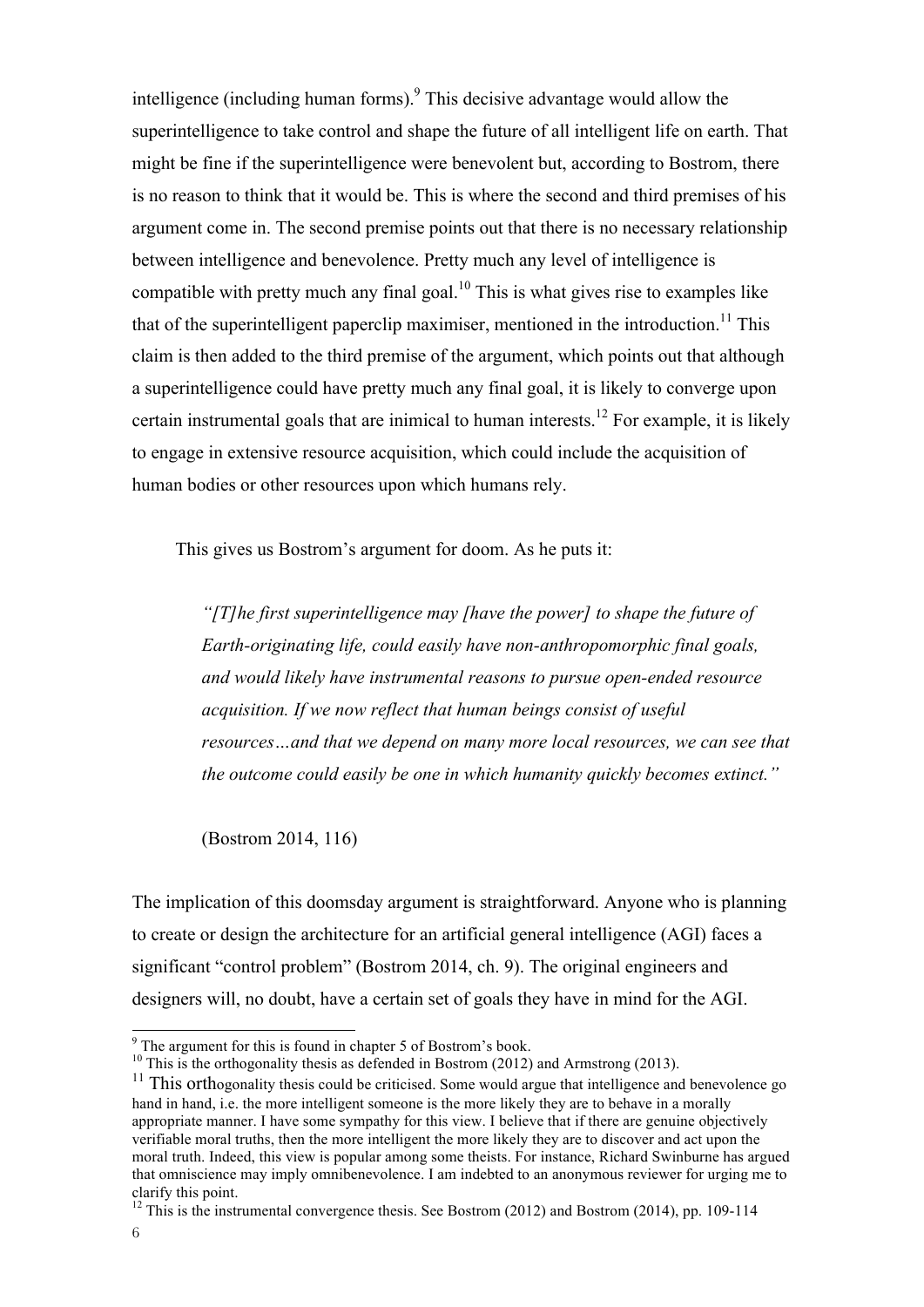intelligence (including human forms).[9] This decisive advantage would allow the superintelligence to take control and shape the future of all intelligent life on earth. That might be fine if the superintelligence were benevolent but, according to Bostrom, there is no reason to think that it would be. This is where the second and third premises of his argument come in. The second premise points out that there is no necessary relationship between intelligence and benevolence. Pretty much any level of intelligence is compatible with pretty much any final goal.[10] This is what gives rise to examples like that of the superintelligent paperclip maximiser, mentioned in the introduction.[11] This claim is then added to the third premise of the argument, which points out that although a superintelligence could have pretty much any final goal, it is likely to converge upon certain instrumental goals that are inimical to human interests.[12] For example, it is likely to engage in extensive resource acquisition, which could include the acquisition of human bodies or other resources upon which humans rely.

This gives us Bostrom's argument for doom. As he puts it:

> *"[T]he first superintelligence may [have the power] to shape the future of Earth-originating life, could easily have non-anthropomorphic final goals, and would likely have instrumental reasons to pursue open-ended resource acquisition. If we now reflect that human beings consist of useful resources…and that we depend on many more local resources, we can see that the outcome could easily be one in which humanity quickly becomes extinct."*
>
> (Bostrom 2014, 116)

The implication of this doomsday argument is straightforward. Anyone who is planning to create or design the architecture for an artificial general intelligence (AGI) faces a significant "control problem" (Bostrom 2014, ch. 9). The original engineers and designers will, no doubt, have a certain set of goals they have in mind for the AGI.

---

[9] The argument for this is found in chapter 5 of Bostrom's book.

[10] This is the orthogonality thesis as defended in Bostrom (2012) and Armstrong (2013).

[11] This orthogonality thesis could be criticised. Some would argue that intelligence and benevolence go hand in hand, i.e. the more intelligent someone is the more likely they are to behave in a morally appropriate manner. I have some sympathy for this view. I believe that if there are genuine objectively verifiable moral truths, then the more intelligent the more likely they are to discover and act upon the moral truth. Indeed, this view is popular among some theists. For instance, Richard Swinburne has argued that omniscience may imply omnibenevolence. I am indebted to an anonymous reviewer for urging me to clarify this point.

[12] This is the instrumental convergence thesis. See Bostrom (2012) and Bostrom (2014), pp. 109-114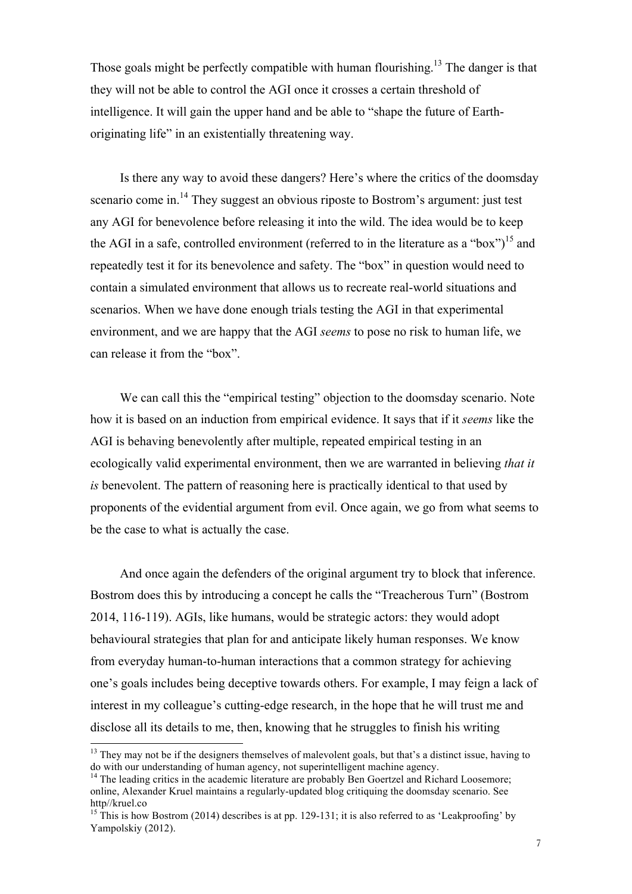Those goals might be perfectly compatible with human flourishing.[13] The danger is that they will not be able to control the AGI once it crosses a certain threshold of intelligence. It will gain the upper hand and be able to "shape the future of Earth-originating life" in an existentially threatening way.

Is there any way to avoid these dangers? Here's where the critics of the doomsday scenario come in.[14] They suggest an obvious riposte to Bostrom's argument: just test any AGI for benevolence before releasing it into the wild. The idea would be to keep the AGI in a safe, controlled environment (referred to in the literature as a "box")[15] and repeatedly test it for its benevolence and safety. The "box" in question would need to contain a simulated environment that allows us to recreate real-world situations and scenarios. When we have done enough trials testing the AGI in that experimental environment, and we are happy that the AGI *seems* to pose no risk to human life, we can release it from the "box".

We can call this the "empirical testing" objection to the doomsday scenario. Note how it is based on an induction from empirical evidence. It says that if it *seems* like the AGI is behaving benevolently after multiple, repeated empirical testing in an ecologically valid experimental environment, then we are warranted in believing *that it is* benevolent. The pattern of reasoning here is practically identical to that used by proponents of the evidential argument from evil. Once again, we go from what seems to be the case to what is actually the case.

And once again the defenders of the original argument try to block that inference. Bostrom does this by introducing a concept he calls the "Treacherous Turn" (Bostrom 2014, 116-119). AGIs, like humans, would be strategic actors: they would adopt behavioural strategies that plan for and anticipate likely human responses. We know from everyday human-to-human interactions that a common strategy for achieving one's goals includes being deceptive towards others. For example, I may feign a lack of interest in my colleague's cutting-edge research, in the hope that he will trust me and disclose all its details to me, then, knowing that he struggles to finish his writing

---

[13] They may not be if the designers themselves of malevolent goals, but that's a distinct issue, having to do with our understanding of human agency, not superintelligent machine agency.

[14] The leading critics in the academic literature are probably Ben Goertzel and Richard Loosemore; online, Alexander Kruel maintains a regularly-updated blog critiquing the doomsday scenario. See http//kruel.co

[15] This is how Bostrom (2014) describes is at pp. 129-131; it is also referred to as 'Leakproofing' by Yampolskiy (2012).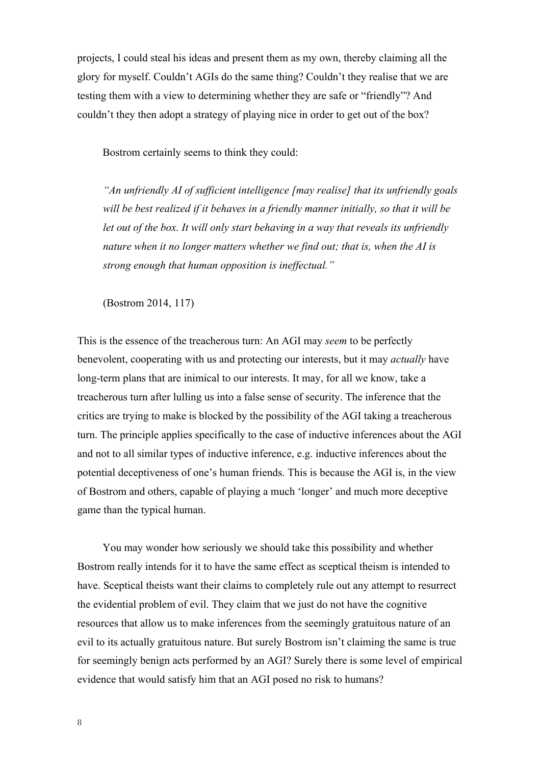projects, I could steal his ideas and present them as my own, thereby claiming all the glory for myself. Couldn't AGIs do the same thing? Couldn't they realise that we are testing them with a view to determining whether they are safe or "friendly"? And couldn't they then adopt a strategy of playing nice in order to get out of the box?

Bostrom certainly seems to think they could:

> *"An unfriendly AI of sufficient intelligence [may realise] that its unfriendly goals will be best realized if it behaves in a friendly manner initially, so that it will be let out of the box. It will only start behaving in a way that reveals its unfriendly nature when it no longer matters whether we find out; that is, when the AI is strong enough that human opposition is ineffectual."*
>
> (Bostrom 2014, 117)

This is the essence of the treacherous turn: An AGI may *seem* to be perfectly benevolent, cooperating with us and protecting our interests, but it may *actually* have long-term plans that are inimical to our interests. It may, for all we know, take a treacherous turn after lulling us into a false sense of security. The inference that the critics are trying to make is blocked by the possibility of the AGI taking a treacherous turn. The principle applies specifically to the case of inductive inferences about the AGI and not to all similar types of inductive inference, e.g. inductive inferences about the potential deceptiveness of one's human friends. This is because the AGI is, in the view of Bostrom and others, capable of playing a much 'longer' and much more deceptive game than the typical human.

You may wonder how seriously we should take this possibility and whether Bostrom really intends for it to have the same effect as sceptical theism is intended to have. Sceptical theists want their claims to completely rule out any attempt to resurrect the evidential problem of evil. They claim that we just do not have the cognitive resources that allow us to make inferences from the seemingly gratuitous nature of an evil to its actually gratuitous nature. But surely Bostrom isn't claiming the same is true for seemingly benign acts performed by an AGI? Surely there is some level of empirical evidence that would satisfy him that an AGI posed no risk to humans?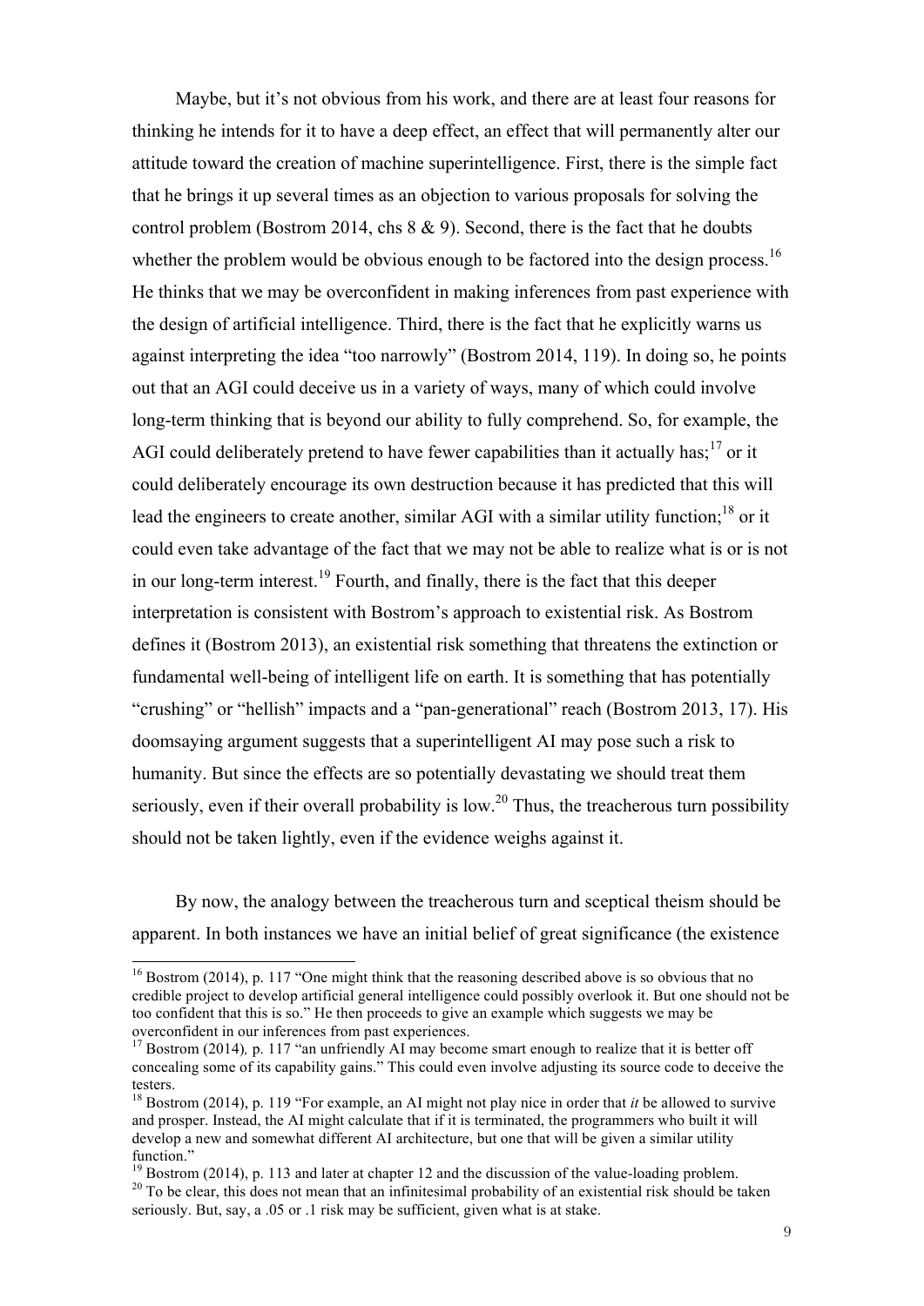Maybe, but it's not obvious from his work, and there are at least four reasons for thinking he intends for it to have a deep effect, an effect that will permanently alter our attitude toward the creation of machine superintelligence. First, there is the simple fact that he brings it up several times as an objection to various proposals for solving the control problem (Bostrom 2014, chs 8 & 9). Second, there is the fact that he doubts whether the problem would be obvious enough to be factored into the design process.[16] He thinks that we may be overconfident in making inferences from past experience with the design of artificial intelligence. Third, there is the fact that he explicitly warns us against interpreting the idea "too narrowly" (Bostrom 2014, 119). In doing so, he points out that an AGI could deceive us in a variety of ways, many of which could involve long-term thinking that is beyond our ability to fully comprehend. So, for example, the AGI could deliberately pretend to have fewer capabilities than it actually has;[17] or it could deliberately encourage its own destruction because it has predicted that this will lead the engineers to create another, similar AGI with a similar utility function;[18] or it could even take advantage of the fact that we may not be able to realize what is or is not in our long-term interest.[19] Fourth, and finally, there is the fact that this deeper interpretation is consistent with Bostrom's approach to existential risk. As Bostrom defines it (Bostrom 2013), an existential risk something that threatens the extinction or fundamental well-being of intelligent life on earth. It is something that has potentially "crushing" or "hellish" impacts and a "pan-generational" reach (Bostrom 2013, 17). His doomsaying argument suggests that a superintelligent AI may pose such a risk to humanity. But since the effects are so potentially devastating we should treat them seriously, even if their overall probability is low.[20] Thus, the treacherous turn possibility should not be taken lightly, even if the evidence weighs against it.

By now, the analogy between the treacherous turn and sceptical theism should be apparent. In both instances we have an initial belief of great significance (the existence

---

[16] Bostrom (2014), p. 117 "One might think that the reasoning described above is so obvious that no credible project to develop artificial general intelligence could possibly overlook it. But one should not be too confident that this is so." He then proceeds to give an example which suggests we may be overconfident in our inferences from past experiences.

[17] Bostrom (2014), p. 117 "an unfriendly AI may become smart enough to realize that it is better off concealing some of its capability gains." This could even involve adjusting its source code to deceive the testers.

[18] Bostrom (2014), p. 119 "For example, an AI might not play nice in order that *it* be allowed to survive and prosper. Instead, the AI might calculate that if it is terminated, the programmers who built it will develop a new and somewhat different AI architecture, but one that will be given a similar utility function."

[19] Bostrom (2014), p. 113 and later at chapter 12 and the discussion of the value-loading problem.

[20] To be clear, this does not mean that an infinitesimal probability of an existential risk should be taken seriously. But, say, a .05 or .1 risk may be sufficient, given what is at stake.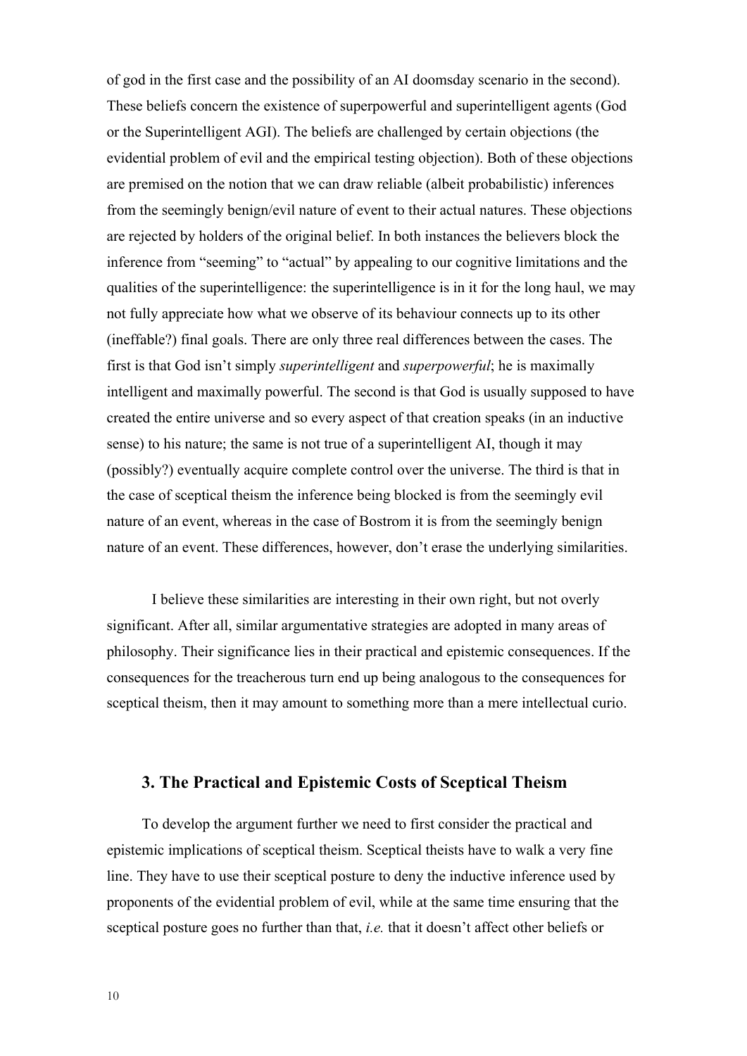of god in the first case and the possibility of an AI doomsday scenario in the second). These beliefs concern the existence of superpowerful and superintelligent agents (God or the Superintelligent AGI). The beliefs are challenged by certain objections (the evidential problem of evil and the empirical testing objection). Both of these objections are premised on the notion that we can draw reliable (albeit probabilistic) inferences from the seemingly benign/evil nature of event to their actual natures. These objections are rejected by holders of the original belief. In both instances the believers block the inference from "seeming" to "actual" by appealing to our cognitive limitations and the qualities of the superintelligence: the superintelligence is in it for the long haul, we may not fully appreciate how what we observe of its behaviour connects up to its other (ineffable?) final goals. There are only three real differences between the cases. The first is that God isn't simply *superintelligent* and *superpowerful*; he is maximally intelligent and maximally powerful. The second is that God is usually supposed to have created the entire universe and so every aspect of that creation speaks (in an inductive sense) to his nature; the same is not true of a superintelligent AI, though it may (possibly?) eventually acquire complete control over the universe. The third is that in the case of sceptical theism the inference being blocked is from the seemingly evil nature of an event, whereas in the case of Bostrom it is from the seemingly benign nature of an event. These differences, however, don't erase the underlying similarities.

I believe these similarities are interesting in their own right, but not overly significant. After all, similar argumentative strategies are adopted in many areas of philosophy. Their significance lies in their practical and epistemic consequences. If the consequences for the treacherous turn end up being analogous to the consequences for sceptical theism, then it may amount to something more than a mere intellectual curio.

## 3. The Practical and Epistemic Costs of Sceptical Theism

To develop the argument further we need to first consider the practical and epistemic implications of sceptical theism. Sceptical theists have to walk a very fine line. They have to use their sceptical posture to deny the inductive inference used by proponents of the evidential problem of evil, while at the same time ensuring that the sceptical posture goes no further than that, *i.e.* that it doesn't affect other beliefs or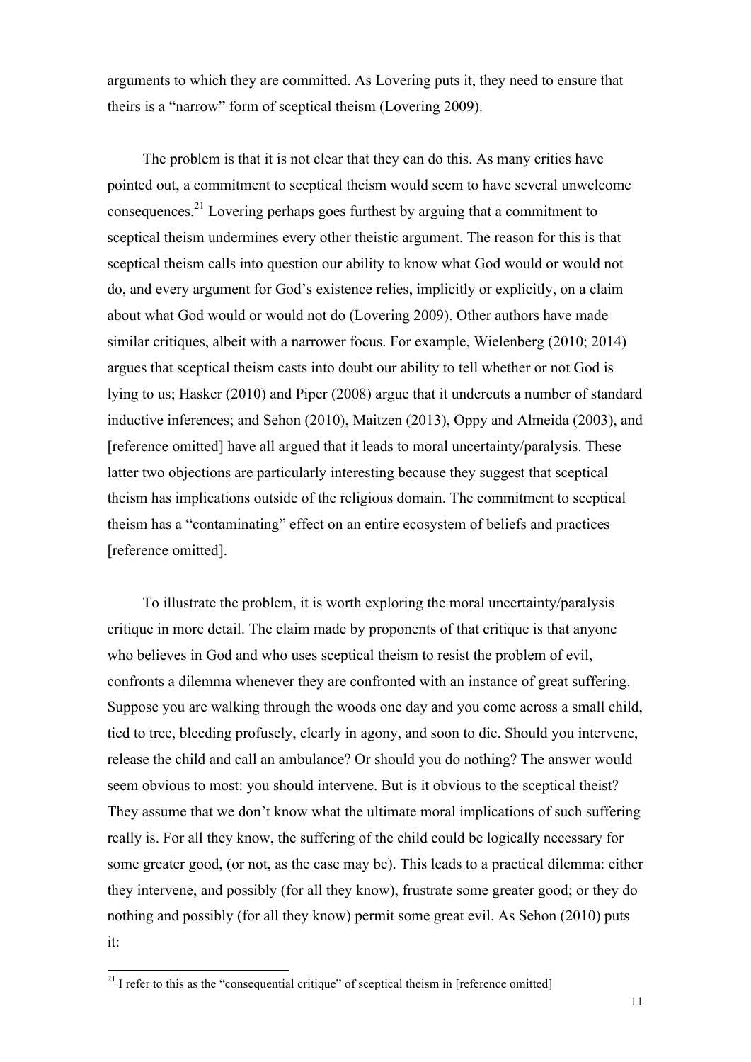arguments to which they are committed. As Lovering puts it, they need to ensure that theirs is a "narrow" form of sceptical theism (Lovering 2009).

The problem is that it is not clear that they can do this. As many critics have pointed out, a commitment to sceptical theism would seem to have several unwelcome consequences.[21] Lovering perhaps goes furthest by arguing that a commitment to sceptical theism undermines every other theistic argument. The reason for this is that sceptical theism calls into question our ability to know what God would or would not do, and every argument for God's existence relies, implicitly or explicitly, on a claim about what God would or would not do (Lovering 2009). Other authors have made similar critiques, albeit with a narrower focus. For example, Wielenberg (2010; 2014) argues that sceptical theism casts into doubt our ability to tell whether or not God is lying to us; Hasker (2010) and Piper (2008) argue that it undercuts a number of standard inductive inferences; and Sehon (2010), Maitzen (2013), Oppy and Almeida (2003), and [reference omitted] have all argued that it leads to moral uncertainty/paralysis. These latter two objections are particularly interesting because they suggest that sceptical theism has implications outside of the religious domain. The commitment to sceptical theism has a "contaminating" effect on an entire ecosystem of beliefs and practices [reference omitted].

To illustrate the problem, it is worth exploring the moral uncertainty/paralysis critique in more detail. The claim made by proponents of that critique is that anyone who believes in God and who uses sceptical theism to resist the problem of evil, confronts a dilemma whenever they are confronted with an instance of great suffering. Suppose you are walking through the woods one day and you come across a small child, tied to tree, bleeding profusely, clearly in agony, and soon to die. Should you intervene, release the child and call an ambulance? Or should you do nothing? The answer would seem obvious to most: you should intervene. But is it obvious to the sceptical theist? They assume that we don't know what the ultimate moral implications of such suffering really is. For all they know, the suffering of the child could be logically necessary for some greater good, (or not, as the case may be). This leads to a practical dilemma: either they intervene, and possibly (for all they know), frustrate some greater good; or they do nothing and possibly (for all they know) permit some great evil. As Sehon (2010) puts it:

[21] I refer to this as the "consequential critique" of sceptical theism in [reference omitted]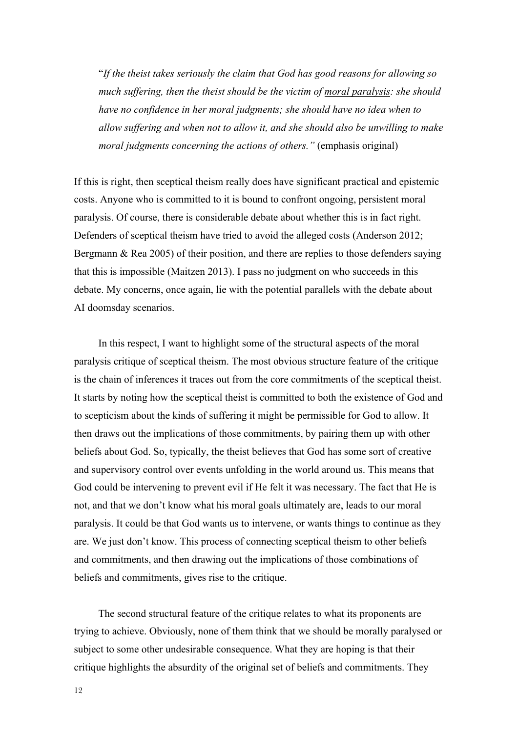> “*If the theist takes seriously the claim that God has good reasons for allowing so much suffering, then the theist should be the victim of* <u>*moral paralysis*</u>*: she should have no confidence in her moral judgments; she should have no idea when to allow suffering and when not to allow it, and she should also be unwilling to make moral judgments concerning the actions of others.”* (emphasis original)

If this is right, then sceptical theism really does have significant practical and epistemic costs. Anyone who is committed to it is bound to confront ongoing, persistent moral paralysis. Of course, there is considerable debate about whether this is in fact right. Defenders of sceptical theism have tried to avoid the alleged costs (Anderson 2012; Bergmann & Rea 2005) of their position, and there are replies to those defenders saying that this is impossible (Maitzen 2013). I pass no judgment on who succeeds in this debate. My concerns, once again, lie with the potential parallels with the debate about AI doomsday scenarios.

In this respect, I want to highlight some of the structural aspects of the moral paralysis critique of sceptical theism. The most obvious structure feature of the critique is the chain of inferences it traces out from the core commitments of the sceptical theist. It starts by noting how the sceptical theist is committed to both the existence of God and to scepticism about the kinds of suffering it might be permissible for God to allow. It then draws out the implications of those commitments, by pairing them up with other beliefs about God. So, typically, the theist believes that God has some sort of creative and supervisory control over events unfolding in the world around us. This means that God could be intervening to prevent evil if He felt it was necessary. The fact that He is not, and that we don’t know what his moral goals ultimately are, leads to our moral paralysis. It could be that God wants us to intervene, or wants things to continue as they are. We just don’t know. This process of connecting sceptical theism to other beliefs and commitments, and then drawing out the implications of those combinations of beliefs and commitments, gives rise to the critique.

The second structural feature of the critique relates to what its proponents are trying to achieve. Obviously, none of them think that we should be morally paralysed or subject to some other undesirable consequence. What they are hoping is that their critique highlights the absurdity of the original set of beliefs and commitments. They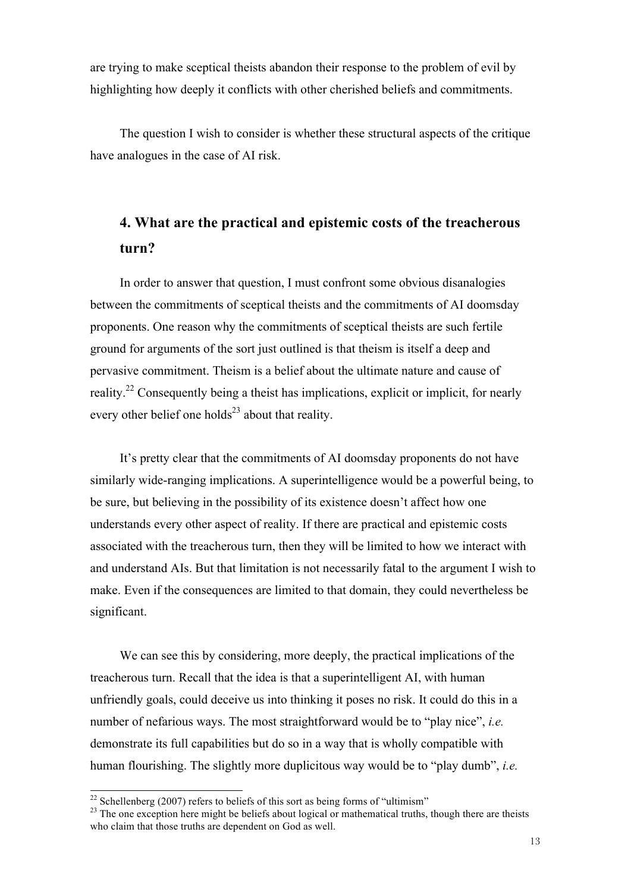are trying to make sceptical theists abandon their response to the problem of evil by highlighting how deeply it conflicts with other cherished beliefs and commitments.

The question I wish to consider is whether these structural aspects of the critique have analogues in the case of AI risk.

## 4. What are the practical and epistemic costs of the treacherous turn?

In order to answer that question, I must confront some obvious disanalogies between the commitments of sceptical theists and the commitments of AI doomsday proponents. One reason why the commitments of sceptical theists are such fertile ground for arguments of the sort just outlined is that theism is itself a deep and pervasive commitment. Theism is a belief about the ultimate nature and cause of reality.[22] Consequently being a theist has implications, explicit or implicit, for nearly every other belief one holds[23] about that reality.

It's pretty clear that the commitments of AI doomsday proponents do not have similarly wide-ranging implications. A superintelligence would be a powerful being, to be sure, but believing in the possibility of its existence doesn't affect how one understands every other aspect of reality. If there are practical and epistemic costs associated with the treacherous turn, then they will be limited to how we interact with and understand AIs. But that limitation is not necessarily fatal to the argument I wish to make. Even if the consequences are limited to that domain, they could nevertheless be significant.

We can see this by considering, more deeply, the practical implications of the treacherous turn. Recall that the idea is that a superintelligent AI, with human unfriendly goals, could deceive us into thinking it poses no risk. It could do this in a number of nefarious ways. The most straightforward would be to "play nice", *i.e.* demonstrate its full capabilities but do so in a way that is wholly compatible with human flourishing. The slightly more duplicitous way would be to "play dumb", *i.e.*

---

[22] Schellenberg (2007) refers to beliefs of this sort as being forms of "ultimism"

[23] The one exception here might be beliefs about logical or mathematical truths, though there are theists who claim that those truths are dependent on God as well.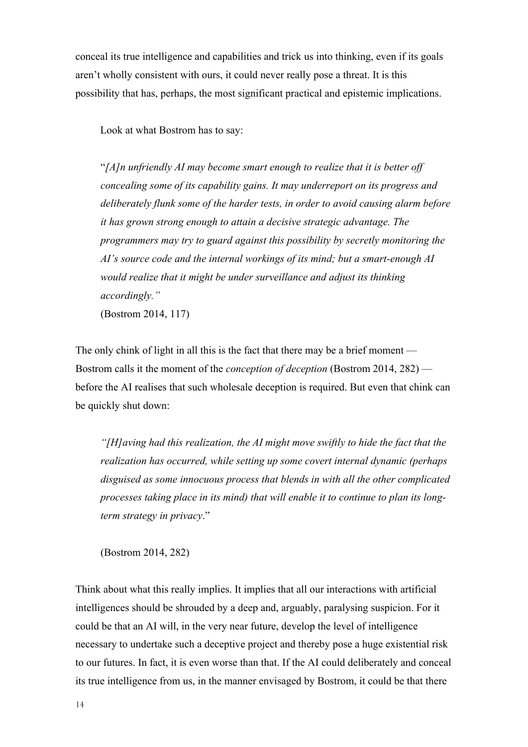conceal its true intelligence and capabilities and trick us into thinking, even if its goals aren't wholly consistent with ours, it could never really pose a threat. It is this possibility that has, perhaps, the most significant practical and epistemic implications.

Look at what Bostrom has to say:

> "*[A]n unfriendly AI may become smart enough to realize that it is better off concealing some of its capability gains. It may underreport on its progress and deliberately flunk some of the harder tests, in order to avoid causing alarm before it has grown strong enough to attain a decisive strategic advantage. The programmers may try to guard against this possibility by secretly monitoring the AI's source code and the internal workings of its mind; but a smart-enough AI would realize that it might be under surveillance and adjust its thinking accordingly."*
>
> (Bostrom 2014, 117)

The only chink of light in all this is the fact that there may be a brief moment — Bostrom calls it the moment of the *conception of deception* (Bostrom 2014, 282) — before the AI realises that such wholesale deception is required. But even that chink can be quickly shut down:

> *"[H]aving had this realization, the AI might move swiftly to hide the fact that the realization has occurred, while setting up some covert internal dynamic (perhaps disguised as some innocuous process that blends in with all the other complicated processes taking place in its mind) that will enable it to continue to plan its long-term strategy in privacy*."
>
> (Bostrom 2014, 282)

Think about what this really implies. It implies that all our interactions with artificial intelligences should be shrouded by a deep and, arguably, paralysing suspicion. For it could be that an AI will, in the very near future, develop the level of intelligence necessary to undertake such a deceptive project and thereby pose a huge existential risk to our futures. In fact, it is even worse than that. If the AI could deliberately and conceal its true intelligence from us, in the manner envisaged by Bostrom, it could be that there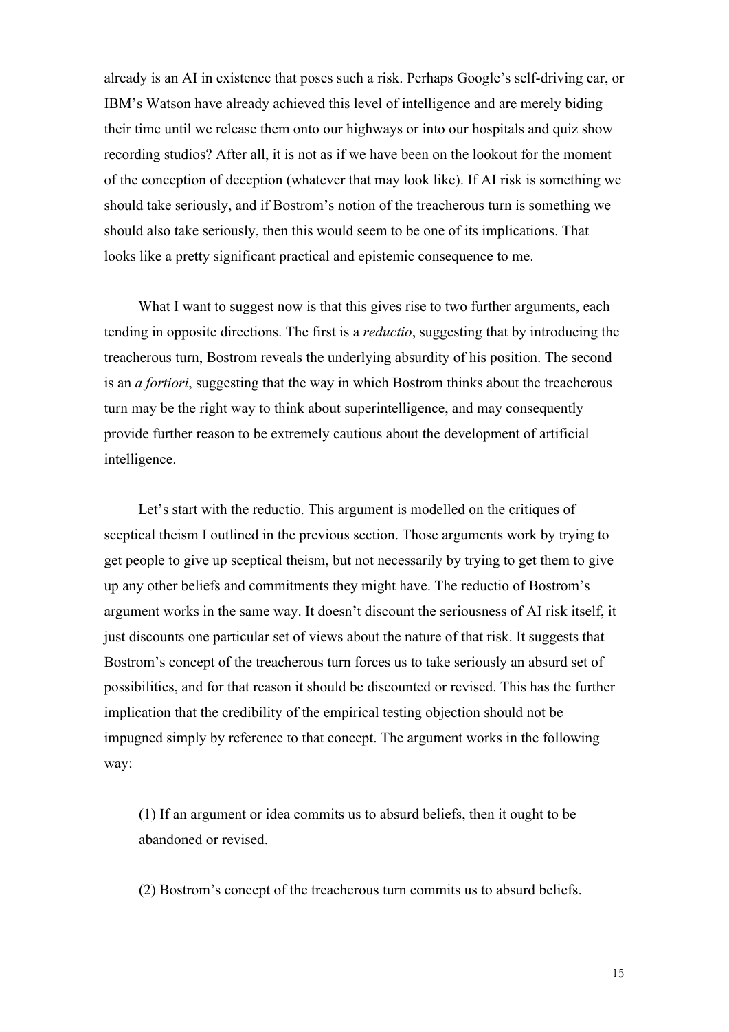already is an AI in existence that poses such a risk. Perhaps Google's self-driving car, or IBM's Watson have already achieved this level of intelligence and are merely biding their time until we release them onto our highways or into our hospitals and quiz show recording studios? After all, it is not as if we have been on the lookout for the moment of the conception of deception (whatever that may look like). If AI risk is something we should take seriously, and if Bostrom's notion of the treacherous turn is something we should also take seriously, then this would seem to be one of its implications. That looks like a pretty significant practical and epistemic consequence to me.

What I want to suggest now is that this gives rise to two further arguments, each tending in opposite directions. The first is a *reductio*, suggesting that by introducing the treacherous turn, Bostrom reveals the underlying absurdity of his position. The second is an *a fortiori*, suggesting that the way in which Bostrom thinks about the treacherous turn may be the right way to think about superintelligence, and may consequently provide further reason to be extremely cautious about the development of artificial intelligence.

Let's start with the reductio. This argument is modelled on the critiques of sceptical theism I outlined in the previous section. Those arguments work by trying to get people to give up sceptical theism, but not necessarily by trying to get them to give up any other beliefs and commitments they might have. The reductio of Bostrom's argument works in the same way. It doesn't discount the seriousness of AI risk itself, it just discounts one particular set of views about the nature of that risk. It suggests that Bostrom's concept of the treacherous turn forces us to take seriously an absurd set of possibilities, and for that reason it should be discounted or revised. This has the further implication that the credibility of the empirical testing objection should not be impugned simply by reference to that concept. The argument works in the following way:

> (1) If an argument or idea commits us to absurd beliefs, then it ought to be abandoned or revised.
>
> (2) Bostrom's concept of the treacherous turn commits us to absurd beliefs.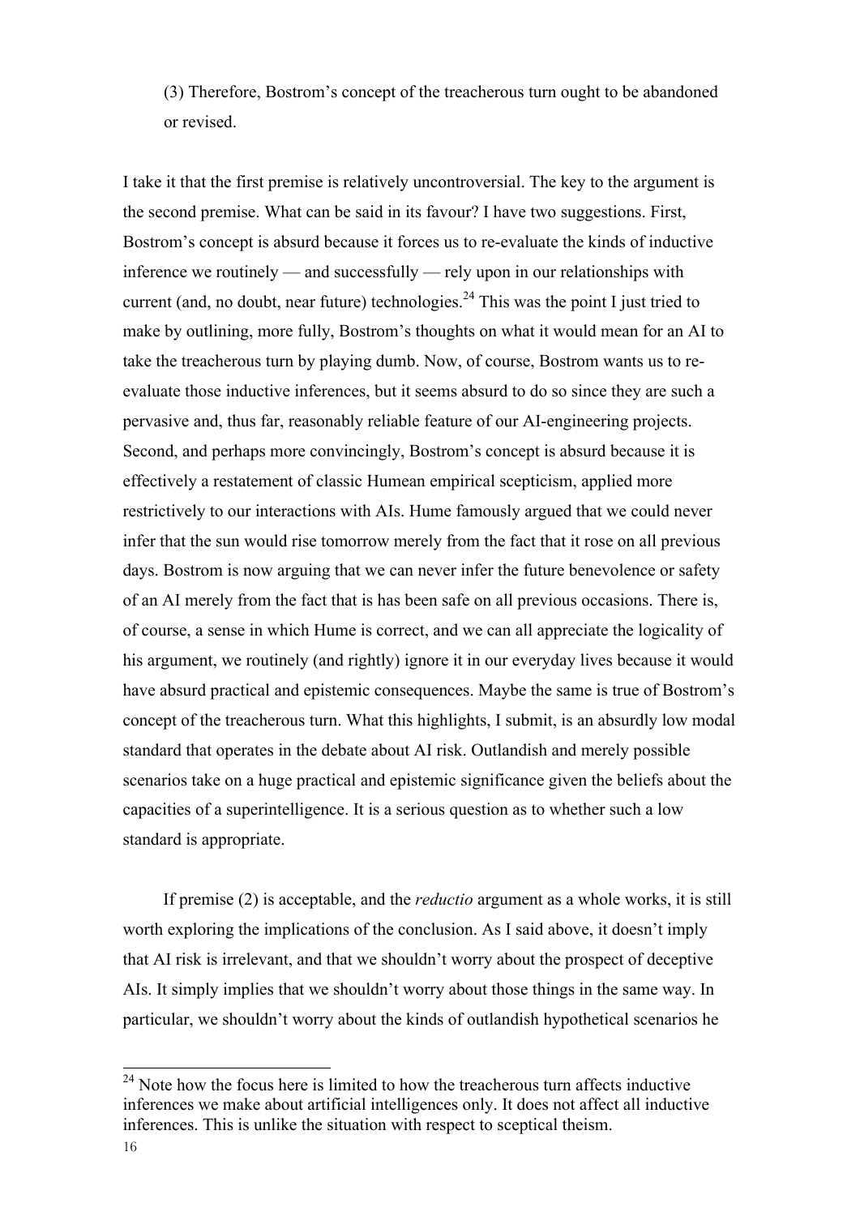(3) Therefore, Bostrom's concept of the treacherous turn ought to be abandoned or revised.

I take it that the first premise is relatively uncontroversial. The key to the argument is the second premise. What can be said in its favour? I have two suggestions. First, Bostrom's concept is absurd because it forces us to re-evaluate the kinds of inductive inference we routinely — and successfully — rely upon in our relationships with current (and, no doubt, near future) technologies.[24] This was the point I just tried to make by outlining, more fully, Bostrom's thoughts on what it would mean for an AI to take the treacherous turn by playing dumb. Now, of course, Bostrom wants us to re-evaluate those inductive inferences, but it seems absurd to do so since they are such a pervasive and, thus far, reasonably reliable feature of our AI-engineering projects. Second, and perhaps more convincingly, Bostrom's concept is absurd because it is effectively a restatement of classic Humean empirical scepticism, applied more restrictively to our interactions with AIs. Hume famously argued that we could never infer that the sun would rise tomorrow merely from the fact that it rose on all previous days. Bostrom is now arguing that we can never infer the future benevolence or safety of an AI merely from the fact that is has been safe on all previous occasions. There is, of course, a sense in which Hume is correct, and we can all appreciate the logicality of his argument, we routinely (and rightly) ignore it in our everyday lives because it would have absurd practical and epistemic consequences. Maybe the same is true of Bostrom's concept of the treacherous turn. What this highlights, I submit, is an absurdly low modal standard that operates in the debate about AI risk. Outlandish and merely possible scenarios take on a huge practical and epistemic significance given the beliefs about the capacities of a superintelligence. It is a serious question as to whether such a low standard is appropriate.

If premise (2) is acceptable, and the *reductio* argument as a whole works, it is still worth exploring the implications of the conclusion. As I said above, it doesn't imply that AI risk is irrelevant, and that we shouldn't worry about the prospect of deceptive AIs. It simply implies that we shouldn't worry about those things in the same way. In particular, we shouldn't worry about the kinds of outlandish hypothetical scenarios he

[24] Note how the focus here is limited to how the treacherous turn affects inductive inferences we make about artificial intelligences only. It does not affect all inductive inferences. This is unlike the situation with respect to sceptical theism.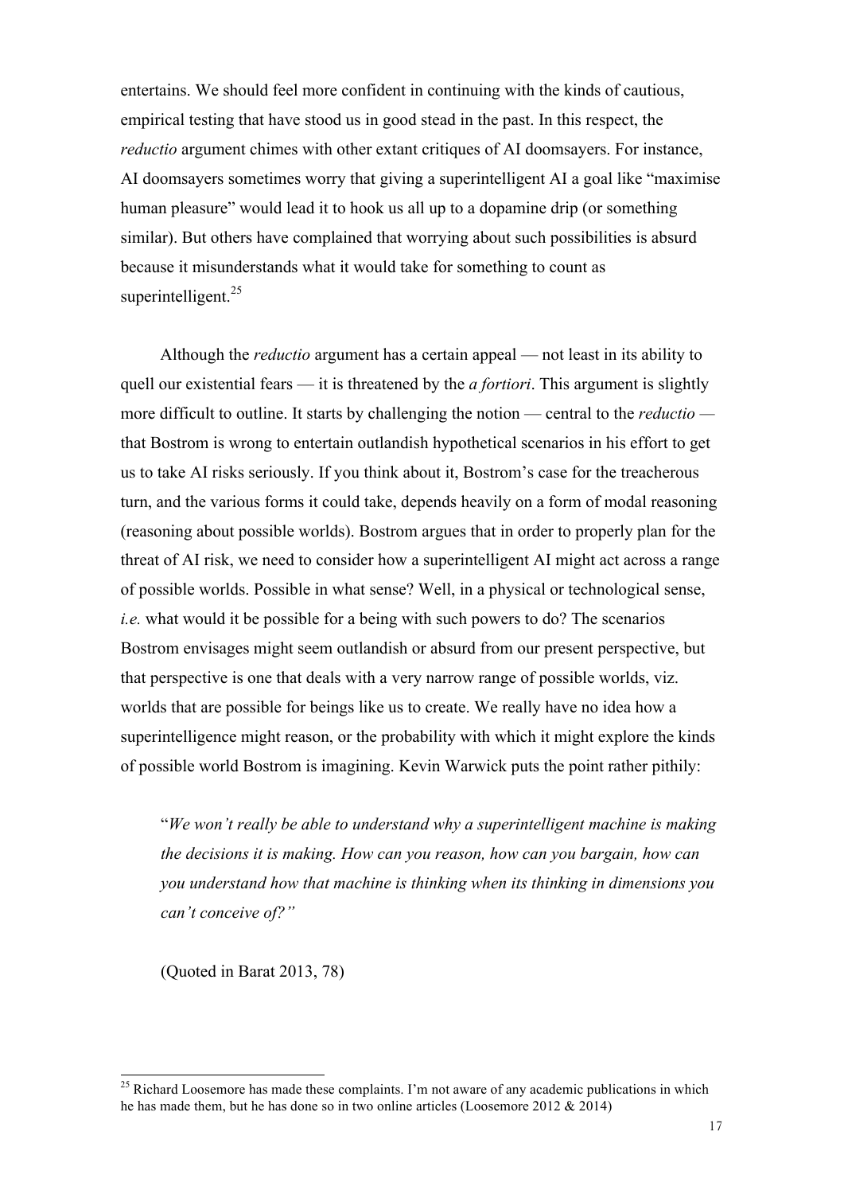entertains. We should feel more confident in continuing with the kinds of cautious, empirical testing that have stood us in good stead in the past. In this respect, the *reductio* argument chimes with other extant critiques of AI doomsayers. For instance, AI doomsayers sometimes worry that giving a superintelligent AI a goal like "maximise human pleasure" would lead it to hook us all up to a dopamine drip (or something similar). But others have complained that worrying about such possibilities is absurd because it misunderstands what it would take for something to count as superintelligent.[25]

Although the *reductio* argument has a certain appeal — not least in its ability to quell our existential fears — it is threatened by the *a fortiori*. This argument is slightly more difficult to outline. It starts by challenging the notion — central to the *reductio* — that Bostrom is wrong to entertain outlandish hypothetical scenarios in his effort to get us to take AI risks seriously. If you think about it, Bostrom's case for the treacherous turn, and the various forms it could take, depends heavily on a form of modal reasoning (reasoning about possible worlds). Bostrom argues that in order to properly plan for the threat of AI risk, we need to consider how a superintelligent AI might act across a range of possible worlds. Possible in what sense? Well, in a physical or technological sense, *i.e.* what would it be possible for a being with such powers to do? The scenarios Bostrom envisages might seem outlandish or absurd from our present perspective, but that perspective is one that deals with a very narrow range of possible worlds, viz. worlds that are possible for beings like us to create. We really have no idea how a superintelligence might reason, or the probability with which it might explore the kinds of possible world Bostrom is imagining. Kevin Warwick puts the point rather pithily:

> "*We won't really be able to understand why a superintelligent machine is making the decisions it is making. How can you reason, how can you bargain, how can you understand how that machine is thinking when its thinking in dimensions you can't conceive of?*"
>
> (Quoted in Barat 2013, 78)

---

[25] Richard Loosemore has made these complaints. I'm not aware of any academic publications in which he has made them, but he has done so in two online articles (Loosemore 2012 & 2014)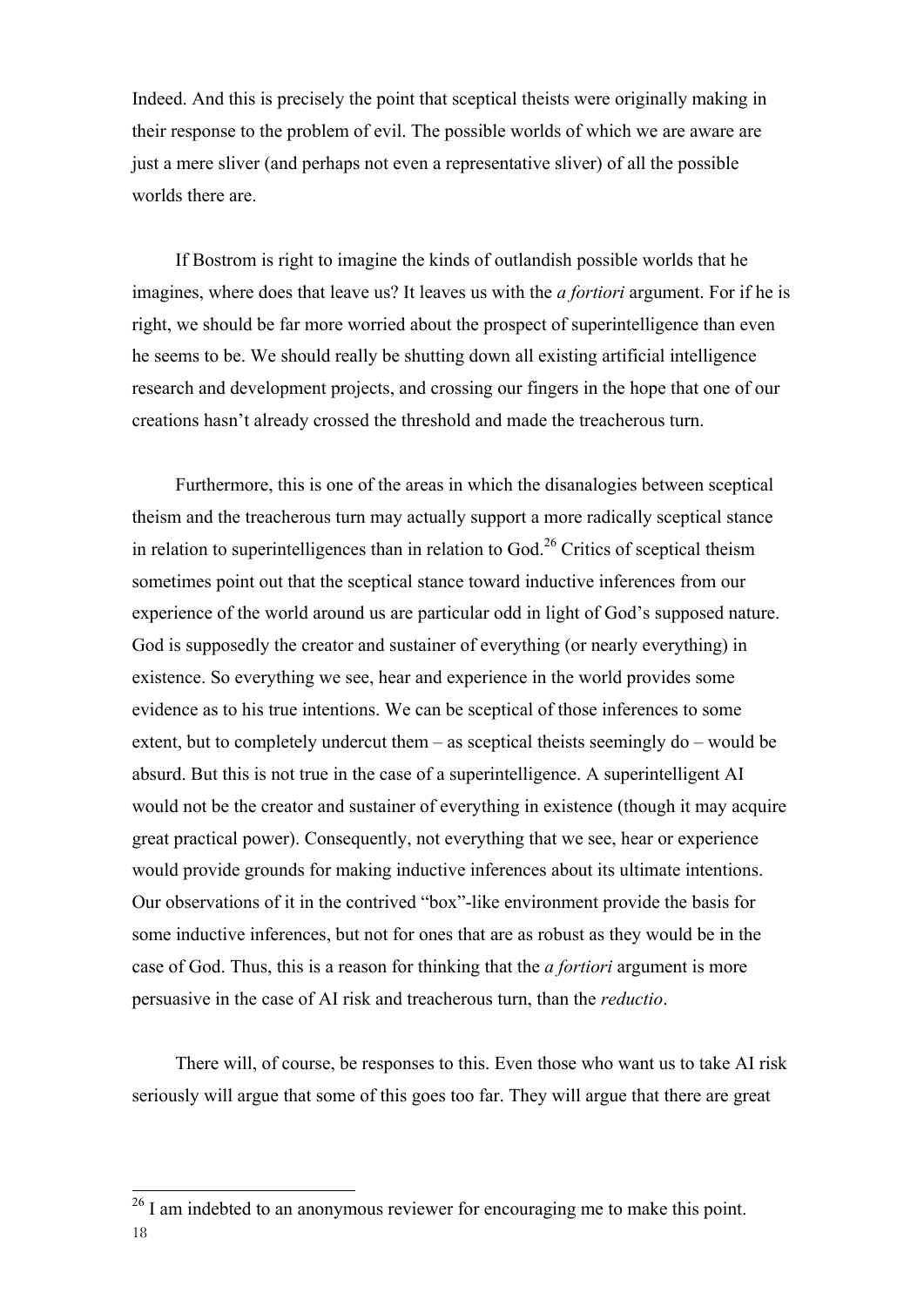Indeed. And this is precisely the point that sceptical theists were originally making in their response to the problem of evil. The possible worlds of which we are aware are just a mere sliver (and perhaps not even a representative sliver) of all the possible worlds there are.

If Bostrom is right to imagine the kinds of outlandish possible worlds that he imagines, where does that leave us? It leaves us with the *a fortiori* argument. For if he is right, we should be far more worried about the prospect of superintelligence than even he seems to be. We should really be shutting down all existing artificial intelligence research and development projects, and crossing our fingers in the hope that one of our creations hasn't already crossed the threshold and made the treacherous turn.

Furthermore, this is one of the areas in which the disanalogies between sceptical theism and the treacherous turn may actually support a more radically sceptical stance in relation to superintelligences than in relation to God.[26] Critics of sceptical theism sometimes point out that the sceptical stance toward inductive inferences from our experience of the world around us are particular odd in light of God's supposed nature. God is supposedly the creator and sustainer of everything (or nearly everything) in existence. So everything we see, hear and experience in the world provides some evidence as to his true intentions. We can be sceptical of those inferences to some extent, but to completely undercut them – as sceptical theists seemingly do – would be absurd. But this is not true in the case of a superintelligence. A superintelligent AI would not be the creator and sustainer of everything in existence (though it may acquire great practical power). Consequently, not everything that we see, hear or experience would provide grounds for making inductive inferences about its ultimate intentions. Our observations of it in the contrived "box"-like environment provide the basis for some inductive inferences, but not for ones that are as robust as they would be in the case of God. Thus, this is a reason for thinking that the *a fortiori* argument is more persuasive in the case of AI risk and treacherous turn, than the *reductio*.

There will, of course, be responses to this. Even those who want us to take AI risk seriously will argue that some of this goes too far. They will argue that there are great

---

[26] I am indebted to an anonymous reviewer for encouraging me to make this point.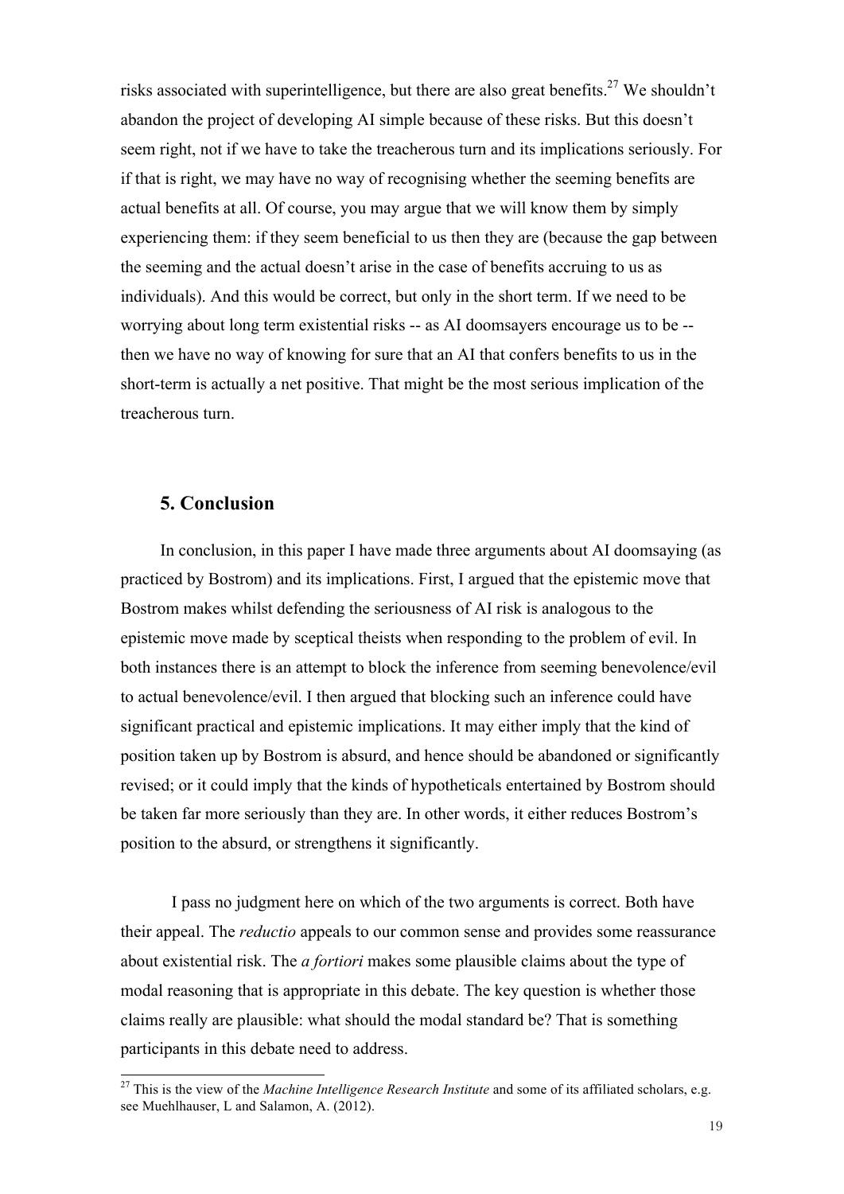risks associated with superintelligence, but there are also great benefits.[27] We shouldn't abandon the project of developing AI simple because of these risks. But this doesn't seem right, not if we have to take the treacherous turn and its implications seriously. For if that is right, we may have no way of recognising whether the seeming benefits are actual benefits at all. Of course, you may argue that we will know them by simply experiencing them: if they seem beneficial to us then they are (because the gap between the seeming and the actual doesn't arise in the case of benefits accruing to us as individuals). And this would be correct, but only in the short term. If we need to be worrying about long term existential risks -- as AI doomsayers encourage us to be -- then we have no way of knowing for sure that an AI that confers benefits to us in the short-term is actually a net positive. That might be the most serious implication of the treacherous turn.

## 5. Conclusion

In conclusion, in this paper I have made three arguments about AI doomsaying (as practiced by Bostrom) and its implications. First, I argued that the epistemic move that Bostrom makes whilst defending the seriousness of AI risk is analogous to the epistemic move made by sceptical theists when responding to the problem of evil. In both instances there is an attempt to block the inference from seeming benevolence/evil to actual benevolence/evil. I then argued that blocking such an inference could have significant practical and epistemic implications. It may either imply that the kind of position taken up by Bostrom is absurd, and hence should be abandoned or significantly revised; or it could imply that the kinds of hypotheticals entertained by Bostrom should be taken far more seriously than they are. In other words, it either reduces Bostrom's position to the absurd, or strengthens it significantly.

I pass no judgment here on which of the two arguments is correct. Both have their appeal. The *reductio* appeals to our common sense and provides some reassurance about existential risk. The *a fortiori* makes some plausible claims about the type of modal reasoning that is appropriate in this debate. The key question is whether those claims really are plausible: what should the modal standard be? That is something participants in this debate need to address.

[27] This is the view of the *Machine Intelligence Research Institute* and some of its affiliated scholars, e.g. see Muehlhauser, L and Salamon, A. (2012).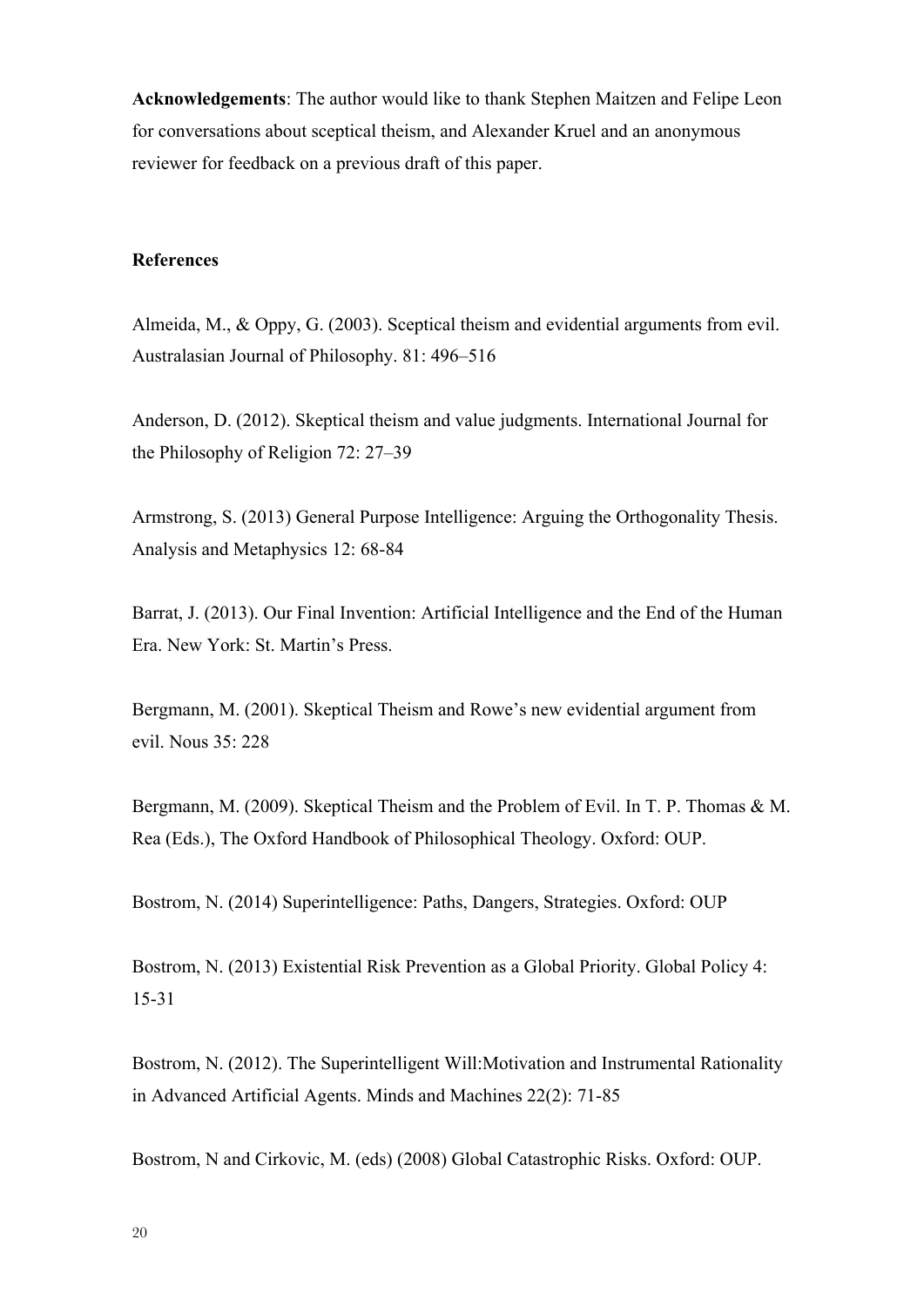**Acknowledgements**: The author would like to thank Stephen Maitzen and Felipe Leon for conversations about sceptical theism, and Alexander Kruel and an anonymous reviewer for feedback on a previous draft of this paper.

**References**

Almeida, M., & Oppy, G. (2003). Sceptical theism and evidential arguments from evil. Australasian Journal of Philosophy. 81: 496–516

Anderson, D. (2012). Skeptical theism and value judgments. International Journal for the Philosophy of Religion 72: 27–39

Armstrong, S. (2013) General Purpose Intelligence: Arguing the Orthogonality Thesis. Analysis and Metaphysics 12: 68-84

Barrat, J. (2013). Our Final Invention: Artificial Intelligence and the End of the Human Era. New York: St. Martin's Press.

Bergmann, M. (2001). Skeptical Theism and Rowe's new evidential argument from evil. Nous 35: 228

Bergmann, M. (2009). Skeptical Theism and the Problem of Evil. In T. P. Thomas & M. Rea (Eds.), The Oxford Handbook of Philosophical Theology. Oxford: OUP.

Bostrom, N. (2014) Superintelligence: Paths, Dangers, Strategies. Oxford: OUP

Bostrom, N. (2013) Existential Risk Prevention as a Global Priority. Global Policy 4: 15-31

Bostrom, N. (2012). The Superintelligent Will:Motivation and Instrumental Rationality in Advanced Artificial Agents. Minds and Machines 22(2): 71-85

Bostrom, N and Cirkovic, M. (eds) (2008) Global Catastrophic Risks. Oxford: OUP.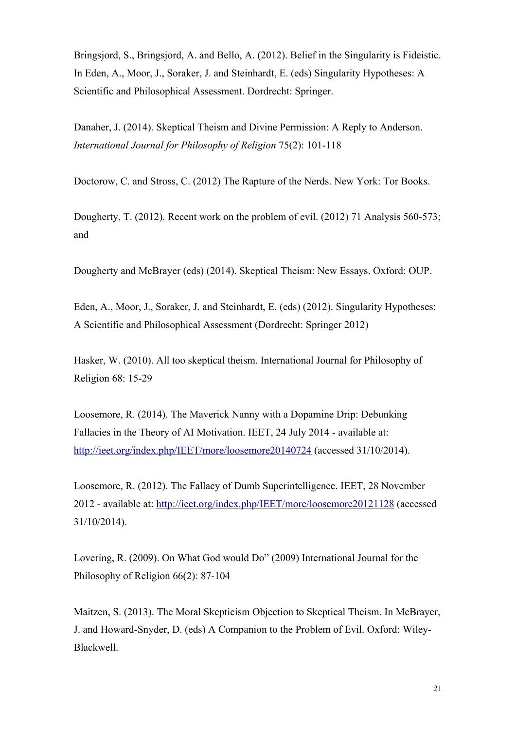Bringsjord, S., Bringsjord, A. and Bello, A. (2012). Belief in the Singularity is Fideistic. In Eden, A., Moor, J., Soraker, J. and Steinhardt, E. (eds) Singularity Hypotheses: A Scientific and Philosophical Assessment. Dordrecht: Springer.

Danaher, J. (2014). Skeptical Theism and Divine Permission: A Reply to Anderson. *International Journal for Philosophy of Religion* 75(2): 101-118

Doctorow, C. and Stross, C. (2012) The Rapture of the Nerds. New York: Tor Books.

Dougherty, T. (2012). Recent work on the problem of evil. (2012) 71 Analysis 560-573; and

Dougherty and McBrayer (eds) (2014). Skeptical Theism: New Essays. Oxford: OUP.

Eden, A., Moor, J., Soraker, J. and Steinhardt, E. (eds) (2012). Singularity Hypotheses: A Scientific and Philosophical Assessment (Dordrecht: Springer 2012)

Hasker, W. (2010). All too skeptical theism. International Journal for Philosophy of Religion 68: 15-29

Loosemore, R. (2014). The Maverick Nanny with a Dopamine Drip: Debunking Fallacies in the Theory of AI Motivation. IEET, 24 July 2014 - available at: http://ieet.org/index.php/IEET/more/loosemore20140724 (accessed 31/10/2014).

Loosemore, R. (2012). The Fallacy of Dumb Superintelligence. IEET, 28 November 2012 - available at: http://ieet.org/index.php/IEET/more/loosemore20121128 (accessed 31/10/2014).

Lovering, R. (2009). On What God would Do" (2009) International Journal for the Philosophy of Religion 66(2): 87-104

Maitzen, S. (2013). The Moral Skepticism Objection to Skeptical Theism. In McBrayer, J. and Howard-Snyder, D. (eds) A Companion to the Problem of Evil. Oxford: Wiley-Blackwell.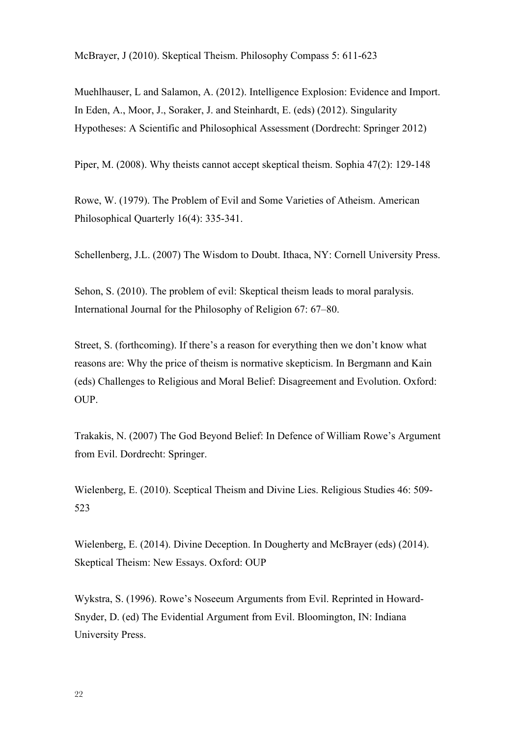McBrayer, J (2010). Skeptical Theism. Philosophy Compass 5: 611-623

Muehlhauser, L and Salamon, A. (2012). Intelligence Explosion: Evidence and Import. In Eden, A., Moor, J., Soraker, J. and Steinhardt, E. (eds) (2012). Singularity Hypotheses: A Scientific and Philosophical Assessment (Dordrecht: Springer 2012)

Piper, M. (2008). Why theists cannot accept skeptical theism. Sophia 47(2): 129-148

Rowe, W. (1979). The Problem of Evil and Some Varieties of Atheism. American Philosophical Quarterly 16(4): 335-341.

Schellenberg, J.L. (2007) The Wisdom to Doubt. Ithaca, NY: Cornell University Press.

Sehon, S. (2010). The problem of evil: Skeptical theism leads to moral paralysis. International Journal for the Philosophy of Religion 67: 67–80.

Street, S. (forthcoming). If there's a reason for everything then we don't know what reasons are: Why the price of theism is normative skepticism. In Bergmann and Kain (eds) Challenges to Religious and Moral Belief: Disagreement and Evolution. Oxford: OUP.

Trakakis, N. (2007) The God Beyond Belief: In Defence of William Rowe's Argument from Evil. Dordrecht: Springer.

Wielenberg, E. (2010). Sceptical Theism and Divine Lies. Religious Studies 46: 509-523

Wielenberg, E. (2014). Divine Deception. In Dougherty and McBrayer (eds) (2014). Skeptical Theism: New Essays. Oxford: OUP

Wykstra, S. (1996). Rowe's Noseeum Arguments from Evil. Reprinted in Howard-Snyder, D. (ed) The Evidential Argument from Evil. Bloomington, IN: Indiana University Press.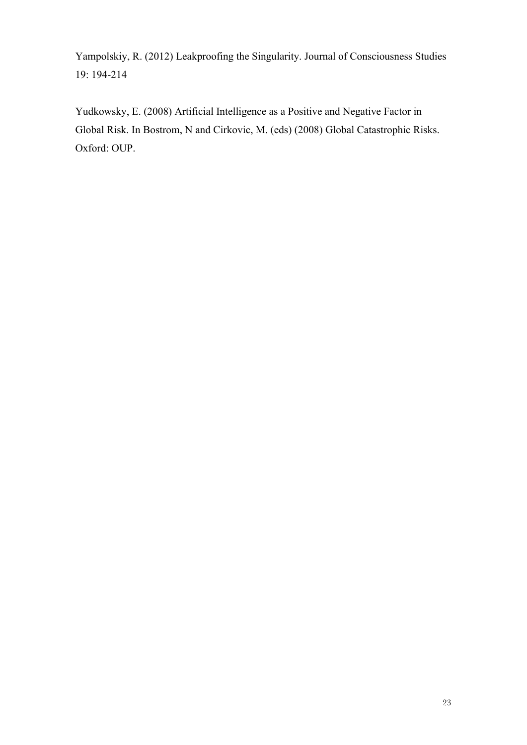Yampolskiy, R. (2012) Leakproofing the Singularity. Journal of Consciousness Studies 19: 194-214

Yudkowsky, E. (2008) Artificial Intelligence as a Positive and Negative Factor in Global Risk. In Bostrom, N and Cirkovic, M. (eds) (2008) Global Catastrophic Risks. Oxford: OUP.